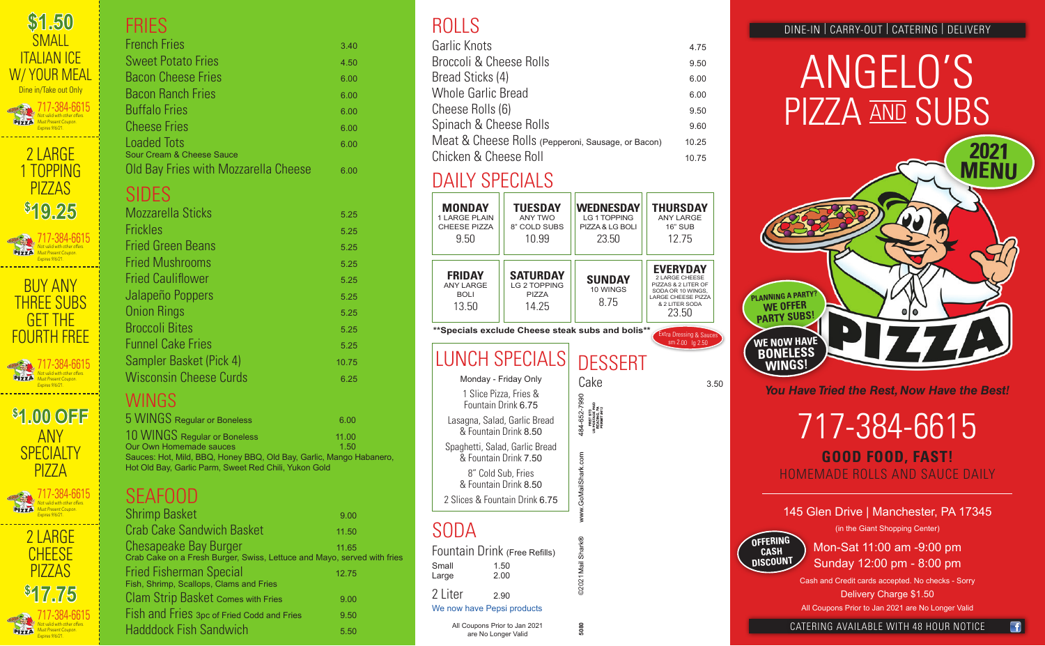## Coupons

**$1.50 SMALL ITALIAN ICE W/ YOUR MEAL**
Dine in/Take out Only
717-384-6615
Not valid with other offers
Must Present Coupon
Expires 9/6/21

**2 LARGE 1 TOPPING PIZZAS $19.25**
717-384-6615
Not valid with other offers
Must Present Coupon
Expires 9/6/21

**BUY ANY THREE SUBS GET THE FOURTH FREE**
717-384-6615
Not valid with other offers
Must Present Coupon
Expires 9/6/21

**$1.00 OFF ANY SPECIALTY PIZZA**
717-384-6615
Not valid with other offers
Must Present Coupon
Expires 9/6/21

**2 LARGE CHEESE PIZZAS $17.75**
717-384-6615
Not valid with other offers
Must Present Coupon
Expires 9/6/21

## FRIES

| Item | Price |
|---|---|
| French Fries | 3.40 |
| Sweet Potato Fries | 4.50 |
| Bacon Cheese Fries | 6.00 |
| Bacon Ranch Fries | 6.00 |
| Buffalo Fries | 6.00 |
| Cheese Fries | 6.00 |
| Loaded Tots (Sour Cream & Cheese Sauce) | 6.00 |
| Old Bay Fries with Mozzarella Cheese | 6.00 |

## SIDES

| Item | Price |
|---|---|
| Mozzarella Sticks | 5.25 |
| Frickles | 5.25 |
| Fried Green Beans | 5.25 |
| Fried Mushrooms | 5.25 |
| Fried Cauliflower | 5.25 |
| Jalapeño Poppers | 5.25 |
| Onion Rings | 5.25 |
| Broccoli Bites | 5.25 |
| Funnel Cake Fries | 5.25 |
| Sampler Basket (Pick 4) | 10.75 |
| Wisconsin Cheese Curds | 6.25 |

## WINGS

| Item | Price |
|---|---|
| 5 WINGS Regular or Boneless | 6.00 |
| 10 WINGS Regular or Boneless | 11.00 |
| Our Own Homemade sauces | 1.50 |

Sauces: Hot, Mild, BBQ, Honey BBQ, Old Bay, Garlic, Mango Habanero, Hot Old Bay, Garlic Parm, Sweet Red Chili, Yukon Gold

## SEAFOOD

| Item | Price |
|---|---|
| Shrimp Basket | 9.00 |
| Crab Cake Sandwich Basket | 11.50 |
| Chesapeake Bay Burger (Crab Cake on a Fresh Burger, Swiss, Lettuce and Mayo, served with fries) | 11.65 |
| Fried Fisherman Special (Fish, Shrimp, Scallops, Clams and Fries) | 12.75 |
| Clam Strip Basket Comes with Fries | 9.00 |
| Fish and Fries 3pc of Fried Codd and Fries | 9.50 |
| Hadddock Fish Sandwich | 5.50 |

## ROLLS

| Item | Price |
|---|---|
| Garlic Knots | 4.75 |
| Broccoli & Cheese Rolls | 9.50 |
| Bread Sticks (4) | 6.00 |
| Whole Garlic Bread | 6.00 |
| Cheese Rolls (6) | 9.50 |
| Spinach & Cheese Rolls | 9.60 |
| Meat & Cheese Rolls (Pepperoni, Sausage, or Bacon) | 10.25 |
| Chicken & Cheese Roll | 10.75 |

## DAILY SPECIALS

| Day | Special | Price |
|---|---|---|
| MONDAY | 1 LARGE PLAIN CHEESE PIZZA | 9.50 |
| TUESDAY | ANY TWO 8" COLD SUBS | 10.99 |
| WEDNESDAY | LG 1 TOPPING PIZZA & LG BOLI | 23.50 |
| THURSDAY | ANY LARGE 16" SUB | 12.75 |
| FRIDAY | ANY LARGE BOLI | 13.50 |
| SATURDAY | LG 2 TOPPING PIZZA | 14.25 |
| SUNDAY | 10 WINGS | 8.75 |
| EVERYDAY | 2 LARGE CHEESE PIZZAS & 2 LITER OF SODA OR 10 WINGS, LARGE CHEESE PIZZA & 2 LITER SODA | 23.50 |

**Specials exclude Cheese steak subs and bolis**

Extra Dressing & Sauces sm 2.00 lg 2.50

## LUNCH SPECIALS

Monday - Friday Only

- 1 Slice Pizza, Fries & Fountain Drink 6.75
- Lasagna, Salad, Garlic Bread & Fountain Drink 8.50
- Spaghetti, Salad, Garlic Bread & Fountain Drink 7.50
- 8" Cold Sub, Fries & Fountain Drink 8.50
- 2 Slices & Fountain Drink 6.75

## DESSERT

| Item | Price |
|---|---|
| Cake | 3.50 |

## SODA

Fountain Drink (Free Refills)

| Size | Price |
|---|---|
| Small | 1.50 |
| Large | 2.00 |
| 2 Liter | 2.90 |

We now have Pepsi products

All Coupons Prior to Jan 2021 are No Longer Valid

484-652-7990 www.GoMailShark.com ©2021 Mail Shark® 5080

DINE-IN | CARRY-OUT | CATERING | DELIVERY

# ANGELO'S PIZZA AND SUBS

**2021 MENU**

PLANNING A PARTY? WE OFFER PARTY SUBS!

WE NOW HAVE BONELESS WINGS!

*You Have Tried the Rest, Now Have the Best!*

## 717-384-6615

**GOOD FOOD, FAST!**

HOMEMADE ROLLS AND SAUCE DAILY

145 Glen Drive | Manchester, PA 17345
(in the Giant Shopping Center)

OFFERING CASH DISCOUNT

Mon-Sat 11:00 am -9:00 pm
Sunday 12:00 pm - 8:00 pm

Cash and Credit cards accepted. No checks - Sorry
Delivery Charge $1.50
All Coupons Prior to Jan 2021 are No Longer Valid

CATERING AVAILABLE WITH 48 HOUR NOTICE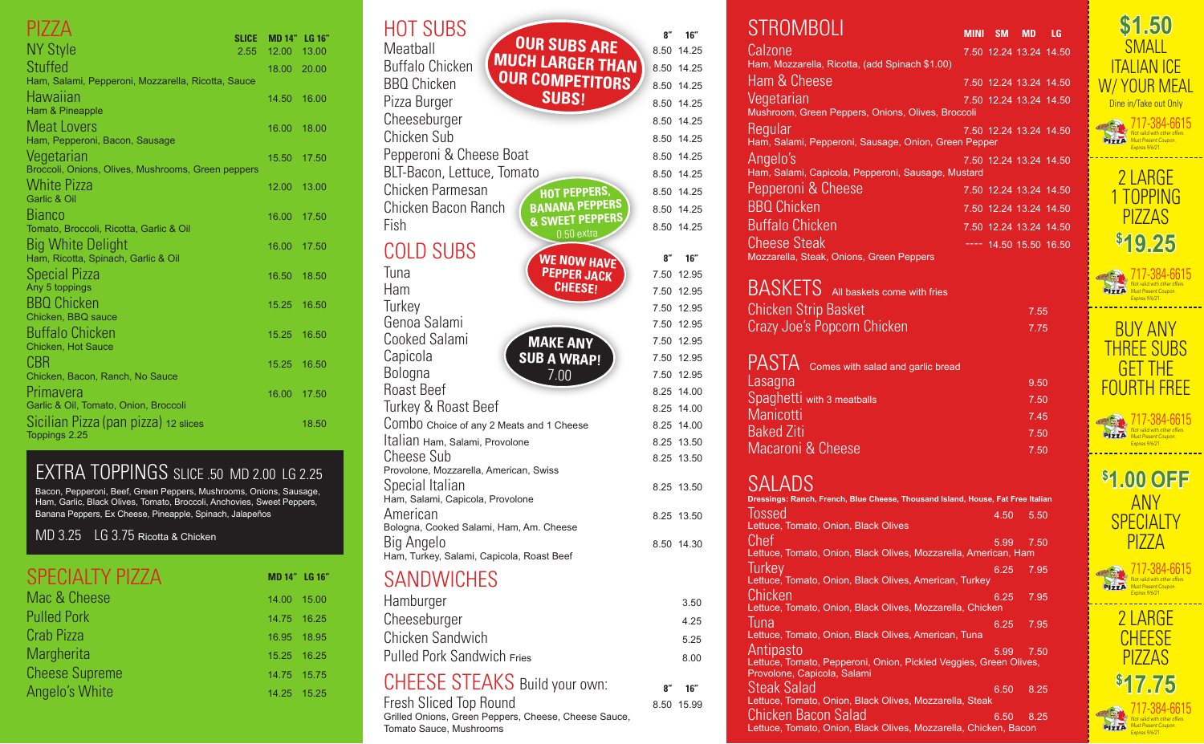## PIZZA

| | SLICE | MD 14" | LG 16" |
|---|---|---|---|
| NY Style | 2.55 | 12.00 | 13.00 |
| Stuffed<br>Ham, Salami, Pepperoni, Mozzarella, Ricotta, Sauce | | 18.00 | 20.00 |
| Hawaiian<br>Ham & Pineapple | | 14.50 | 16.00 |
| Meat Lovers<br>Ham, Pepperoni, Bacon, Sausage | | 16.00 | 18.00 |
| Vegetarian<br>Broccoli, Onions, Olives, Mushrooms, Green peppers | | 15.50 | 17.50 |
| White Pizza<br>Garlic & Oil | | 12.00 | 13.00 |
| Bianco<br>Tomato, Broccoli, Ricotta, Garlic & Oil | | 16.00 | 17.50 |
| Big White Delight<br>Ham, Ricotta, Spinach, Garlic & Oil | | 16.00 | 17.50 |
| Special Pizza<br>Any 5 toppings | | 16.50 | 18.50 |
| BBQ Chicken<br>Chicken, BBQ sauce | | 15.25 | 16.50 |
| Buffalo Chicken<br>Chicken, Hot Sauce | | 15.25 | 16.50 |
| CBR<br>Chicken, Bacon, Ranch, No Sauce | | 15.25 | 16.50 |
| Primavera<br>Garlic & Oil, Tomato, Onion, Broccoli | | 16.00 | 17.50 |
| Sicilian Pizza (pan pizza) 12 slices<br>Toppings 2.25 | | | 18.50 |

## EXTRA TOPPINGS SLICE .50 MD 2.00 LG 2.25

Bacon, Pepperoni, Beef, Green Peppers, Mushrooms, Onions, Sausage, Ham, Garlic, Black Olives, Tomato, Broccoli, Anchovies, Sweet Peppers, Banana Peppers, Ex Cheese, Pineapple, Spinach, Jalapeños

MD 3.25 LG 3.75 Ricotta & Chicken

## SPECIALTY PIZZA

| | MD 14" | LG 16" |
|---|---|---|
| Mac & Cheese | 14.00 | 15.00 |
| Pulled Pork | 14.75 | 16.25 |
| Crab Pizza | 16.95 | 18.95 |
| Margherita | 15.25 | 16.25 |
| Cheese Supreme | 14.75 | 15.75 |
| Angelo's White | 14.25 | 15.25 |

## HOT SUBS

**OUR SUBS ARE MUCH LARGER THAN OUR COMPETITORS SUBS!**

| | 8" | 16" |
|---|---|---|
| Meatball | 8.50 | 14.25 |
| Buffalo Chicken | 8.50 | 14.25 |
| BBQ Chicken | 8.50 | 14.25 |
| Pizza Burger | 8.50 | 14.25 |
| Cheeseburger | 8.50 | 14.25 |
| Chicken Sub | 8.50 | 14.25 |
| Pepperoni & Cheese Boat | 8.50 | 14.25 |
| BLT-Bacon, Lettuce, Tomato | 8.50 | 14.25 |
| Chicken Parmesan | 8.50 | 14.25 |
| Chicken Bacon Ranch | 8.50 | 14.25 |
| Fish | 8.50 | 14.25 |

**HOT PEPPERS, BANANA PEPPERS & SWEET PEPPERS** 0.50 extra

## COLD SUBS

**WE NOW HAVE PEPPER JACK CHEESE!**

**MAKE ANY SUB A WRAP!** 7.00

| | 8" | 16" |
|---|---|---|
| Tuna | 7.50 | 12.95 |
| Ham | 7.50 | 12.95 |
| Turkey | 7.50 | 12.95 |
| Genoa Salami | 7.50 | 12.95 |
| Cooked Salami | 7.50 | 12.95 |
| Capicola | 7.50 | 12.95 |
| Bologna | 7.50 | 12.95 |
| Roast Beef | 8.25 | 14.00 |
| Turkey & Roast Beef | 8.25 | 14.00 |
| Combo Choice of any 2 Meats and 1 Cheese | 8.25 | 14.00 |
| Italian Ham, Salami, Provolone | 8.25 | 13.50 |
| Cheese Sub<br>Provolone, Mozzarella, American, Swiss | 8.25 | 13.50 |
| Special Italian<br>Ham, Salami, Capicola, Provolone | 8.25 | 13.50 |
| American<br>Bologna, Cooked Salami, Ham, Am. Cheese | 8.25 | 13.50 |
| Big Angelo<br>Ham, Turkey, Salami, Capicola, Roast Beef | 8.50 | 14.30 |

## SANDWICHES

| | |
|---|---|
| Hamburger | 3.50 |
| Cheeseburger | 4.25 |
| Chicken Sandwich | 5.25 |
| Pulled Pork Sandwich Fries | 8.00 |

## CHEESE STEAKS Build your own:

| | 8" | 16" |
|---|---|---|
| Fresh Sliced Top Round<br>Grilled Onions, Green Peppers, Cheese, Cheese Sauce, Tomato Sauce, Mushrooms | 8.50 | 15.99 |

## STROMBOLI

| | MINI | SM | MD | LG |
|---|---|---|---|---|
| Calzone<br>Ham, Mozzarella, Ricotta, (add Spinach $1.00) | 7.50 | 12.24 | 13.24 | 14.50 |
| Ham & Cheese | 7.50 | 12.24 | 13.24 | 14.50 |
| Vegetarian<br>Mushroom, Green Peppers, Onions, Olives, Broccoli | 7.50 | 12.24 | 13.24 | 14.50 |
| Regular<br>Ham, Salami, Pepperoni, Sausage, Onion, Green Pepper | 7.50 | 12.24 | 13.24 | 14.50 |
| Angelo's<br>Ham, Salami, Capicola, Pepperoni, Sausage, Mustard | 7.50 | 12.24 | 13.24 | 14.50 |
| Pepperoni & Cheese | 7.50 | 12.24 | 13.24 | 14.50 |
| BBQ Chicken | 7.50 | 12.24 | 13.24 | 14.50 |
| Buffalo Chicken | 7.50 | 12.24 | 13.24 | 14.50 |
| Cheese Steak<br>Mozzarella, Steak, Onions, Green Peppers | ---- | 14.50 | 15.50 | 16.50 |

## BASKETS All baskets come with fries

| | |
|---|---|
| Chicken Strip Basket | 7.55 |
| Crazy Joe's Popcorn Chicken | 7.75 |

## PASTA Comes with salad and garlic bread

| | |
|---|---|
| Lasagna | 9.50 |
| Spaghetti with 3 meatballs | 7.50 |
| Manicotti | 7.45 |
| Baked Ziti | 7.50 |
| Macaroni & Cheese | 7.50 |

## SALADS

Dressings: Ranch, French, Blue Cheese, Thousand Island, House, Fat Free Italian

| | | |
|---|---|---|
| Tossed<br>Lettuce, Tomato, Onion, Black Olives | 4.50 | 5.50 |
| Chef<br>Lettuce, Tomato, Onion, Black Olives, Mozzarella, American, Ham | 5.99 | 7.50 |
| Turkey<br>Lettuce, Tomato, Onion, Black Olives, American, Turkey | 6.25 | 7.95 |
| Chicken<br>Lettuce, Tomato, Onion, Black Olives, Mozzarella, Chicken | 6.25 | 7.95 |
| Tuna<br>Lettuce, Tomato, Onion, Black Olives, American, Tuna | 6.25 | 7.95 |
| Antipasto<br>Lettuce, Tomato, Pepperoni, Onion, Pickled Veggies, Green Olives, Provolone, Capicola, Salami | 5.99 | 7.50 |
| Steak Salad<br>Lettuce, Tomato, Onion, Black Olives, Mozzarella, Steak | 6.50 | 8.25 |
| Chicken Bacon Salad<br>Lettuce, Tomato, Onion, Black Olives, Mozzarella, Chicken, Bacon | 6.50 | 8.25 |

---

**$1.50 SMALL ITALIAN ICE W/ YOUR MEAL**
Dine in/Take out Only
717-384-6615
Not valid with other offers. Must Present Coupon. Expires 9/6/21.

---

**2 LARGE 1 TOPPING PIZZAS $19.25**
717-384-6615
Not valid with other offers. Must Present Coupon. Expires 9/6/21.

---

**BUY ANY THREE SUBS GET THE FOURTH FREE**
717-384-6615
Not valid with other offers. Must Present Coupon. Expires 9/6/21.

---

**$1.00 OFF ANY SPECIALTY PIZZA**
717-384-6615
Not valid with other offers. Must Present Coupon. Expires 9/6/21.

---

**2 LARGE CHEESE PIZZAS $17.75**
717-384-6615
Not valid with other offers. Must Present Coupon. Expires 9/6/21.